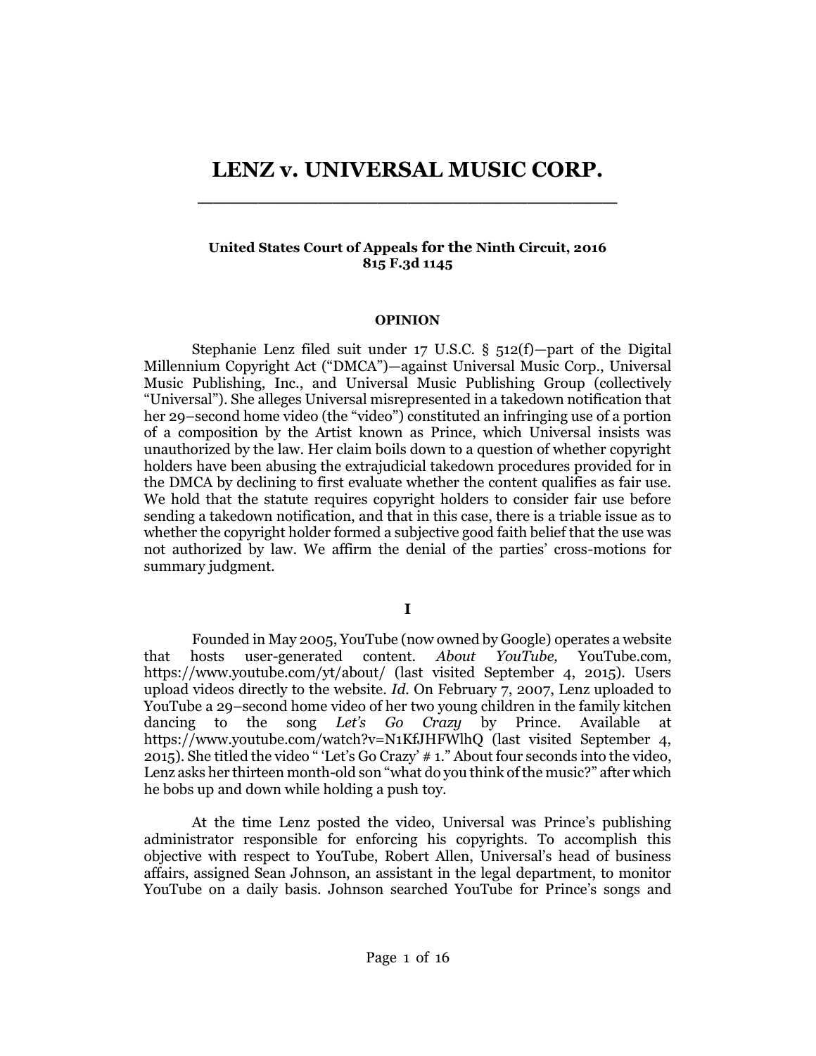# LENZ v. UNIVERSAL MUSIC CORP.

**United States Court of Appeals for the Ninth Circuit, 2016**
**815 F.3d 1145**

**OPINION**

Stephanie Lenz filed suit under 17 U.S.C. § 512(f)—part of the Digital Millennium Copyright Act ("DMCA")—against Universal Music Corp., Universal Music Publishing, Inc., and Universal Music Publishing Group (collectively "Universal"). She alleges Universal misrepresented in a takedown notification that her 29–second home video (the "video") constituted an infringing use of a portion of a composition by the Artist known as Prince, which Universal insists was unauthorized by the law. Her claim boils down to a question of whether copyright holders have been abusing the extrajudicial takedown procedures provided for in the DMCA by declining to first evaluate whether the content qualifies as fair use. We hold that the statute requires copyright holders to consider fair use before sending a takedown notification, and that in this case, there is a triable issue as to whether the copyright holder formed a subjective good faith belief that the use was not authorized by law. We affirm the denial of the parties' cross-motions for summary judgment.

## I

Founded in May 2005, YouTube (now owned by Google) operates a website that hosts user-generated content. *About YouTube,* YouTube.com, https://www.youtube.com/yt/about/ (last visited September 4, 2015). Users upload videos directly to the website. *Id.* On February 7, 2007, Lenz uploaded to YouTube a 29–second home video of her two young children in the family kitchen dancing to the song *Let's Go Crazy* by Prince. Available at https://www.youtube.com/watch?v=N1KfJHFWlhQ (last visited September 4, 2015). She titled the video " 'Let's Go Crazy' # 1." About four seconds into the video, Lenz asks her thirteen month-old son "what do you think of the music?" after which he bobs up and down while holding a push toy.

At the time Lenz posted the video, Universal was Prince's publishing administrator responsible for enforcing his copyrights. To accomplish this objective with respect to YouTube, Robert Allen, Universal's head of business affairs, assigned Sean Johnson, an assistant in the legal department, to monitor YouTube on a daily basis. Johnson searched YouTube for Prince's songs and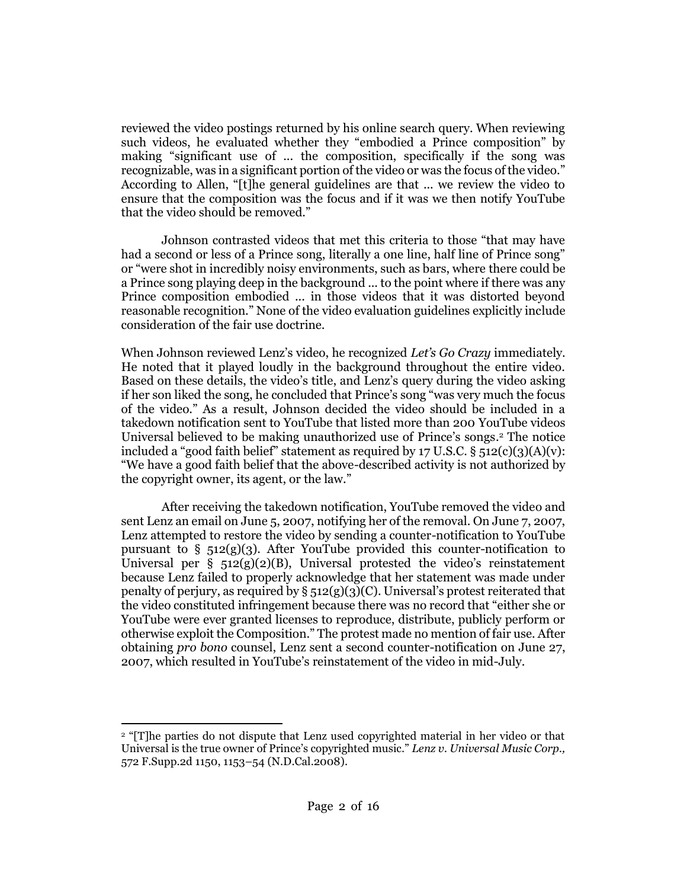reviewed the video postings returned by his online search query. When reviewing such videos, he evaluated whether they "embodied a Prince composition" by making "significant use of ... the composition, specifically if the song was recognizable, was in a significant portion of the video or was the focus of the video." According to Allen, "[t]he general guidelines are that ... we review the video to ensure that the composition was the focus and if it was we then notify YouTube that the video should be removed."

Johnson contrasted videos that met this criteria to those "that may have had a second or less of a Prince song, literally a one line, half line of Prince song" or "were shot in incredibly noisy environments, such as bars, where there could be a Prince song playing deep in the background ... to the point where if there was any Prince composition embodied ... in those videos that it was distorted beyond reasonable recognition." None of the video evaluation guidelines explicitly include consideration of the fair use doctrine.

When Johnson reviewed Lenz's video, he recognized *Let's Go Crazy* immediately. He noted that it played loudly in the background throughout the entire video. Based on these details, the video's title, and Lenz's query during the video asking if her son liked the song, he concluded that Prince's song "was very much the focus of the video." As a result, Johnson decided the video should be included in a takedown notification sent to YouTube that listed more than 200 YouTube videos Universal believed to be making unauthorized use of Prince's songs.[2] The notice included a "good faith belief" statement as required by 17 U.S.C. § 512(c)(3)(A)(v): "We have a good faith belief that the above-described activity is not authorized by the copyright owner, its agent, or the law."

After receiving the takedown notification, YouTube removed the video and sent Lenz an email on June 5, 2007, notifying her of the removal. On June 7, 2007, Lenz attempted to restore the video by sending a counter-notification to YouTube pursuant to § 512(g)(3). After YouTube provided this counter-notification to Universal per § 512(g)(2)(B), Universal protested the video's reinstatement because Lenz failed to properly acknowledge that her statement was made under penalty of perjury, as required by § 512(g)(3)(C). Universal's protest reiterated that the video constituted infringement because there was no record that "either she or YouTube were ever granted licenses to reproduce, distribute, publicly perform or otherwise exploit the Composition." The protest made no mention of fair use. After obtaining *pro bono* counsel, Lenz sent a second counter-notification on June 27, 2007, which resulted in YouTube's reinstatement of the video in mid-July.

---

[2] "[T]he parties do not dispute that Lenz used copyrighted material in her video or that Universal is the true owner of Prince's copyrighted music." *Lenz v. Universal Music Corp.,* 572 F.Supp.2d 1150, 1153–54 (N.D.Cal.2008).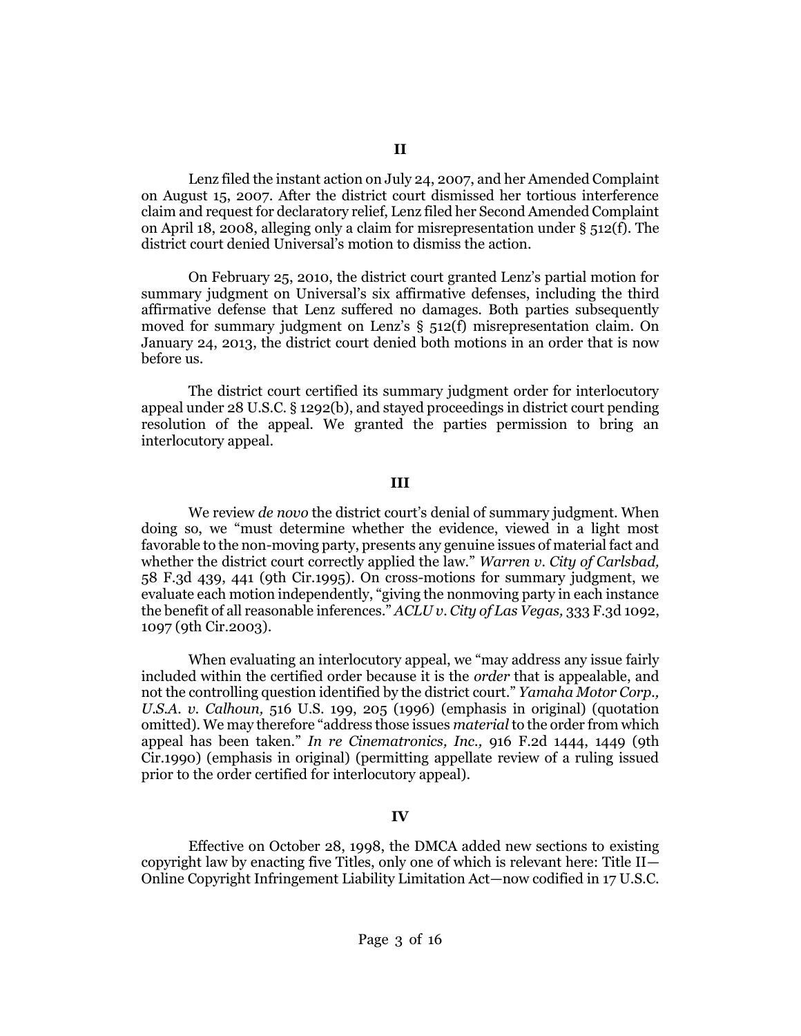## II

Lenz filed the instant action on July 24, 2007, and her Amended Complaint on August 15, 2007. After the district court dismissed her tortious interference claim and request for declaratory relief, Lenz filed her Second Amended Complaint on April 18, 2008, alleging only a claim for misrepresentation under § 512(f). The district court denied Universal's motion to dismiss the action.

On February 25, 2010, the district court granted Lenz's partial motion for summary judgment on Universal's six affirmative defenses, including the third affirmative defense that Lenz suffered no damages. Both parties subsequently moved for summary judgment on Lenz's § 512(f) misrepresentation claim. On January 24, 2013, the district court denied both motions in an order that is now before us.

The district court certified its summary judgment order for interlocutory appeal under 28 U.S.C. § 1292(b), and stayed proceedings in district court pending resolution of the appeal. We granted the parties permission to bring an interlocutory appeal.

## III

We review *de novo* the district court's denial of summary judgment. When doing so, we "must determine whether the evidence, viewed in a light most favorable to the non-moving party, presents any genuine issues of material fact and whether the district court correctly applied the law." *Warren v. City of Carlsbad,* 58 F.3d 439, 441 (9th Cir.1995). On cross-motions for summary judgment, we evaluate each motion independently, "giving the nonmoving party in each instance the benefit of all reasonable inferences." *ACLU v. City of Las Vegas,* 333 F.3d 1092, 1097 (9th Cir.2003).

When evaluating an interlocutory appeal, we "may address any issue fairly included within the certified order because it is the *order* that is appealable, and not the controlling question identified by the district court." *Yamaha Motor Corp., U.S.A. v. Calhoun,* 516 U.S. 199, 205 (1996) (emphasis in original) (quotation omitted). We may therefore "address those issues *material* to the order from which appeal has been taken." *In re Cinematronics, Inc.,* 916 F.2d 1444, 1449 (9th Cir.1990) (emphasis in original) (permitting appellate review of a ruling issued prior to the order certified for interlocutory appeal).

## IV

Effective on October 28, 1998, the DMCA added new sections to existing copyright law by enacting five Titles, only one of which is relevant here: Title II—Online Copyright Infringement Liability Limitation Act—now codified in 17 U.S.C.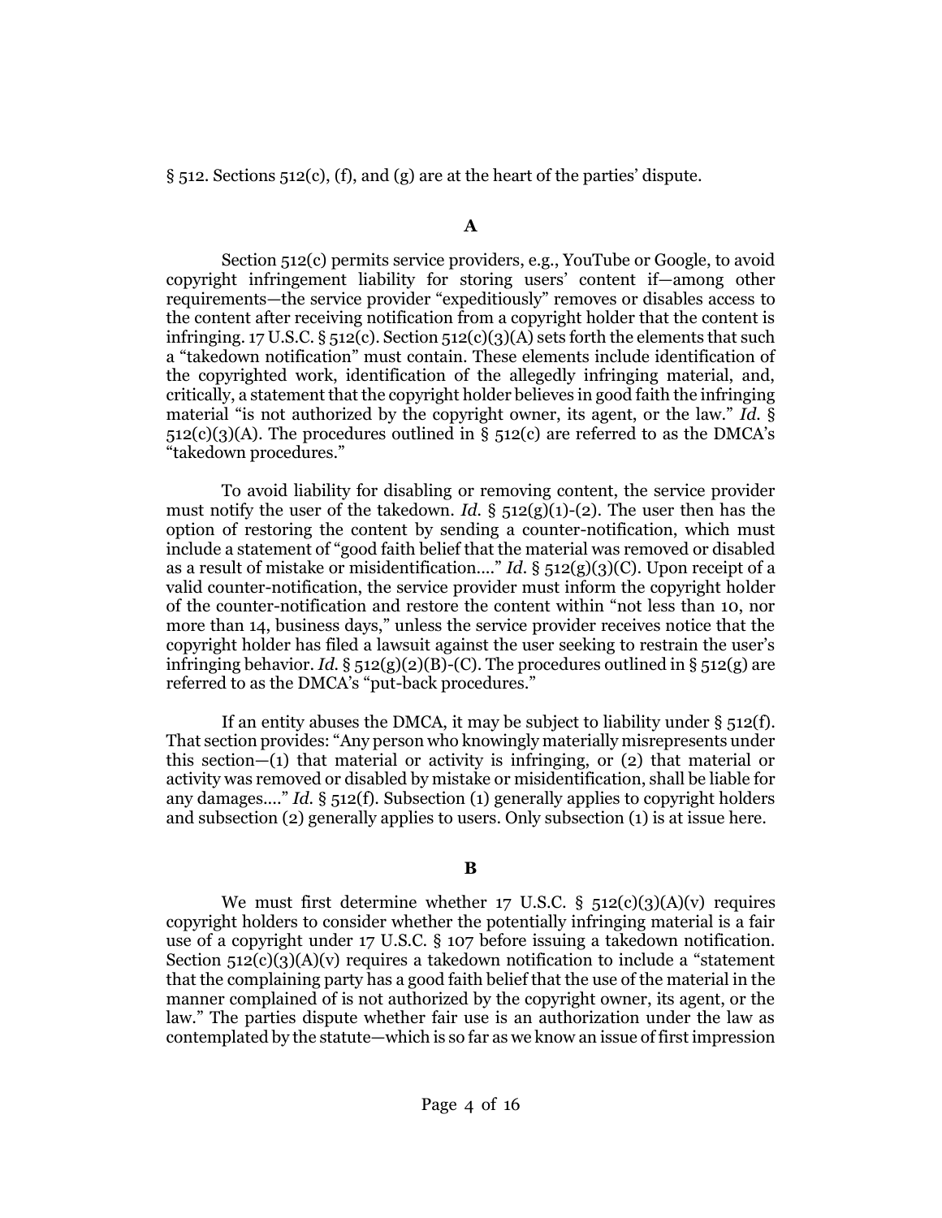§ 512. Sections 512(c), (f), and (g) are at the heart of the parties' dispute.

### A

Section 512(c) permits service providers, e.g., YouTube or Google, to avoid copyright infringement liability for storing users' content if—among other requirements—the service provider "expeditiously" removes or disables access to the content after receiving notification from a copyright holder that the content is infringing. 17 U.S.C. § 512(c). Section 512(c)(3)(A) sets forth the elements that such a "takedown notification" must contain. These elements include identification of the copyrighted work, identification of the allegedly infringing material, and, critically, a statement that the copyright holder believes in good faith the infringing material "is not authorized by the copyright owner, its agent, or the law." *Id.* § 512(c)(3)(A). The procedures outlined in § 512(c) are referred to as the DMCA's "takedown procedures."

To avoid liability for disabling or removing content, the service provider must notify the user of the takedown. *Id.* § 512(g)(1)-(2). The user then has the option of restoring the content by sending a counter-notification, which must include a statement of "good faith belief that the material was removed or disabled as a result of mistake or misidentification...." *Id.* § 512(g)(3)(C). Upon receipt of a valid counter-notification, the service provider must inform the copyright holder of the counter-notification and restore the content within "not less than 10, nor more than 14, business days," unless the service provider receives notice that the copyright holder has filed a lawsuit against the user seeking to restrain the user's infringing behavior. *Id.* § 512(g)(2)(B)-(C). The procedures outlined in § 512(g) are referred to as the DMCA's "put-back procedures."

If an entity abuses the DMCA, it may be subject to liability under § 512(f). That section provides: "Any person who knowingly materially misrepresents under this section—(1) that material or activity is infringing, or (2) that material or activity was removed or disabled by mistake or misidentification, shall be liable for any damages...." *Id.* § 512(f). Subsection (1) generally applies to copyright holders and subsection (2) generally applies to users. Only subsection (1) is at issue here.

### B

We must first determine whether 17 U.S.C. § 512(c)(3)(A)(v) requires copyright holders to consider whether the potentially infringing material is a fair use of a copyright under 17 U.S.C. § 107 before issuing a takedown notification. Section 512(c)(3)(A)(v) requires a takedown notification to include a "statement that the complaining party has a good faith belief that the use of the material in the manner complained of is not authorized by the copyright owner, its agent, or the law." The parties dispute whether fair use is an authorization under the law as contemplated by the statute—which is so far as we know an issue of first impression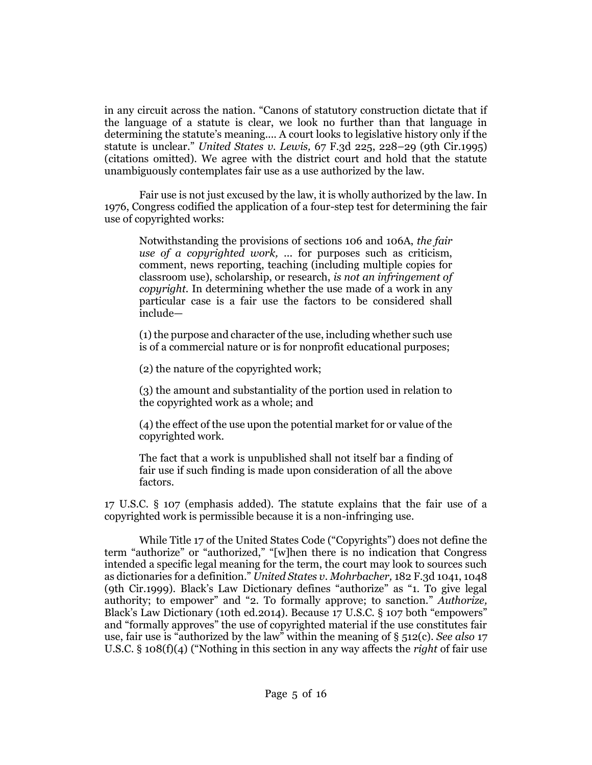in any circuit across the nation. "Canons of statutory construction dictate that if the language of a statute is clear, we look no further than that language in determining the statute's meaning.... A court looks to legislative history only if the statute is unclear." *United States v. Lewis,* 67 F.3d 225, 228–29 (9th Cir.1995) (citations omitted). We agree with the district court and hold that the statute unambiguously contemplates fair use as a use authorized by the law.

Fair use is not just excused by the law, it is wholly authorized by the law. In 1976, Congress codified the application of a four-step test for determining the fair use of copyrighted works:

> Notwithstanding the provisions of sections 106 and 106A, *the fair use of a copyrighted work,* ... for purposes such as criticism, comment, news reporting, teaching (including multiple copies for classroom use), scholarship, or research, *is not an infringement of copyright.* In determining whether the use made of a work in any particular case is a fair use the factors to be considered shall include—
>
> (1) the purpose and character of the use, including whether such use is of a commercial nature or is for nonprofit educational purposes;
>
> (2) the nature of the copyrighted work;
>
> (3) the amount and substantiality of the portion used in relation to the copyrighted work as a whole; and
>
> (4) the effect of the use upon the potential market for or value of the copyrighted work.
>
> The fact that a work is unpublished shall not itself bar a finding of fair use if such finding is made upon consideration of all the above factors.

17 U.S.C. § 107 (emphasis added). The statute explains that the fair use of a copyrighted work is permissible because it is a non-infringing use.

While Title 17 of the United States Code ("Copyrights") does not define the term "authorize" or "authorized," "[w]hen there is no indication that Congress intended a specific legal meaning for the term, the court may look to sources such as dictionaries for a definition." *United States v. Mohrbacher,* 182 F.3d 1041, 1048 (9th Cir.1999). Black's Law Dictionary defines "authorize" as "1. To give legal authority; to empower" and "2. To formally approve; to sanction." *Authorize,* Black's Law Dictionary (10th ed.2014). Because 17 U.S.C. § 107 both "empowers" and "formally approves" the use of copyrighted material if the use constitutes fair use, fair use is "authorized by the law" within the meaning of § 512(c). *See also* 17 U.S.C. § 108(f)(4) ("Nothing in this section in any way affects the *right* of fair use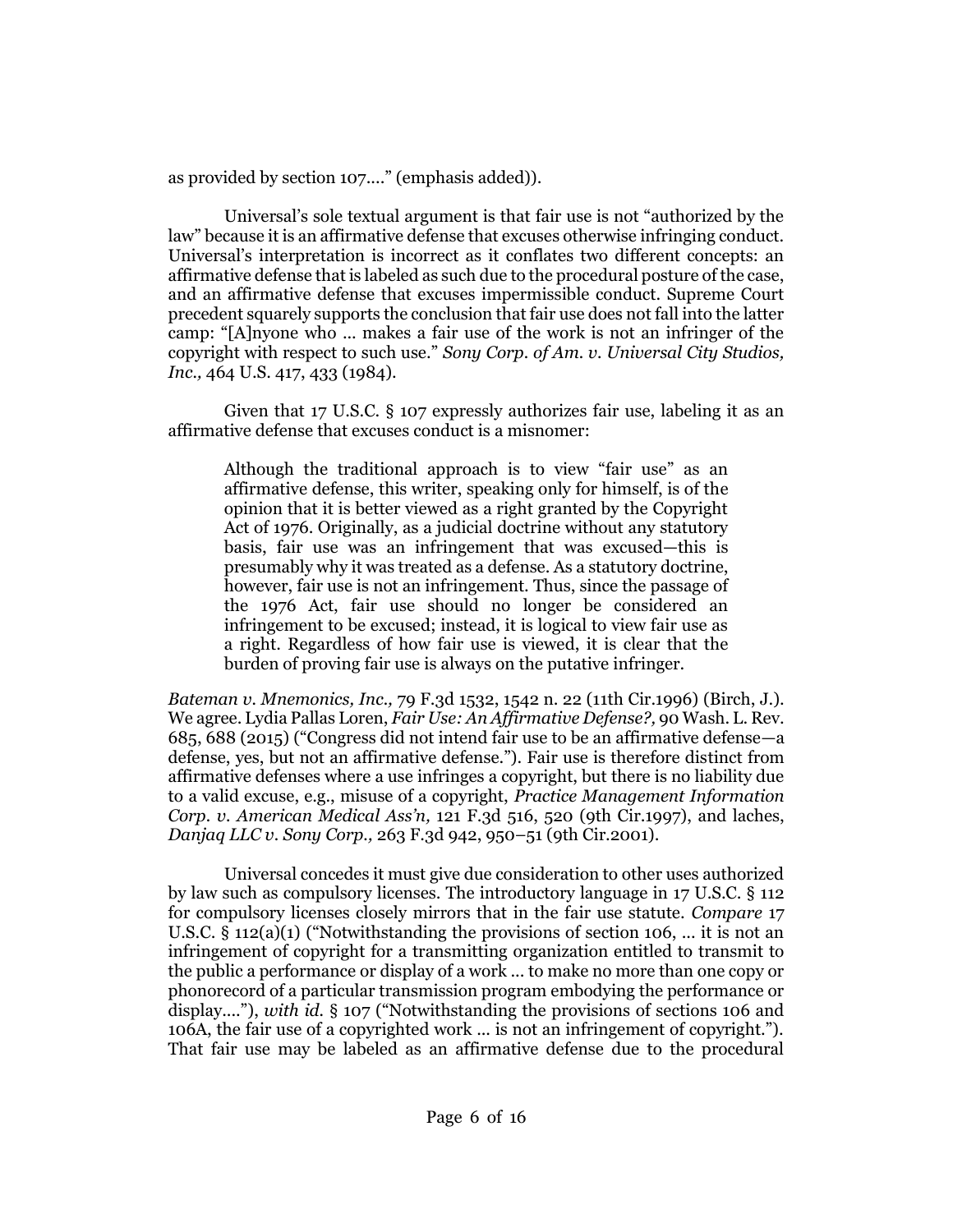as provided by section 107...." (emphasis added)).

Universal's sole textual argument is that fair use is not "authorized by the law" because it is an affirmative defense that excuses otherwise infringing conduct. Universal's interpretation is incorrect as it conflates two different concepts: an affirmative defense that is labeled as such due to the procedural posture of the case, and an affirmative defense that excuses impermissible conduct. Supreme Court precedent squarely supports the conclusion that fair use does not fall into the latter camp: "[A]nyone who ... makes a fair use of the work is not an infringer of the copyright with respect to such use." *Sony Corp. of Am. v. Universal City Studios, Inc.,* 464 U.S. 417, 433 (1984).

Given that 17 U.S.C. § 107 expressly authorizes fair use, labeling it as an affirmative defense that excuses conduct is a misnomer:

> Although the traditional approach is to view "fair use" as an affirmative defense, this writer, speaking only for himself, is of the opinion that it is better viewed as a right granted by the Copyright Act of 1976. Originally, as a judicial doctrine without any statutory basis, fair use was an infringement that was excused—this is presumably why it was treated as a defense. As a statutory doctrine, however, fair use is not an infringement. Thus, since the passage of the 1976 Act, fair use should no longer be considered an infringement to be excused; instead, it is logical to view fair use as a right. Regardless of how fair use is viewed, it is clear that the burden of proving fair use is always on the putative infringer.

*Bateman v. Mnemonics, Inc.,* 79 F.3d 1532, 1542 n. 22 (11th Cir.1996) (Birch, J.). We agree. Lydia Pallas Loren, *Fair Use: An Affirmative Defense?,* 90 Wash. L. Rev. 685, 688 (2015) ("Congress did not intend fair use to be an affirmative defense—a defense, yes, but not an affirmative defense."). Fair use is therefore distinct from affirmative defenses where a use infringes a copyright, but there is no liability due to a valid excuse, e.g., misuse of a copyright, *Practice Management Information Corp. v. American Medical Ass'n,* 121 F.3d 516, 520 (9th Cir.1997), and laches, *Danjaq LLC v. Sony Corp.,* 263 F.3d 942, 950–51 (9th Cir.2001).

Universal concedes it must give due consideration to other uses authorized by law such as compulsory licenses. The introductory language in 17 U.S.C. § 112 for compulsory licenses closely mirrors that in the fair use statute. *Compare* 17 U.S.C. § 112(a)(1) ("Notwithstanding the provisions of section 106, ... it is not an infringement of copyright for a transmitting organization entitled to transmit to the public a performance or display of a work ... to make no more than one copy or phonorecord of a particular transmission program embodying the performance or display...."), *with id.* § 107 ("Notwithstanding the provisions of sections 106 and 106A, the fair use of a copyrighted work ... is not an infringement of copyright."). That fair use may be labeled as an affirmative defense due to the procedural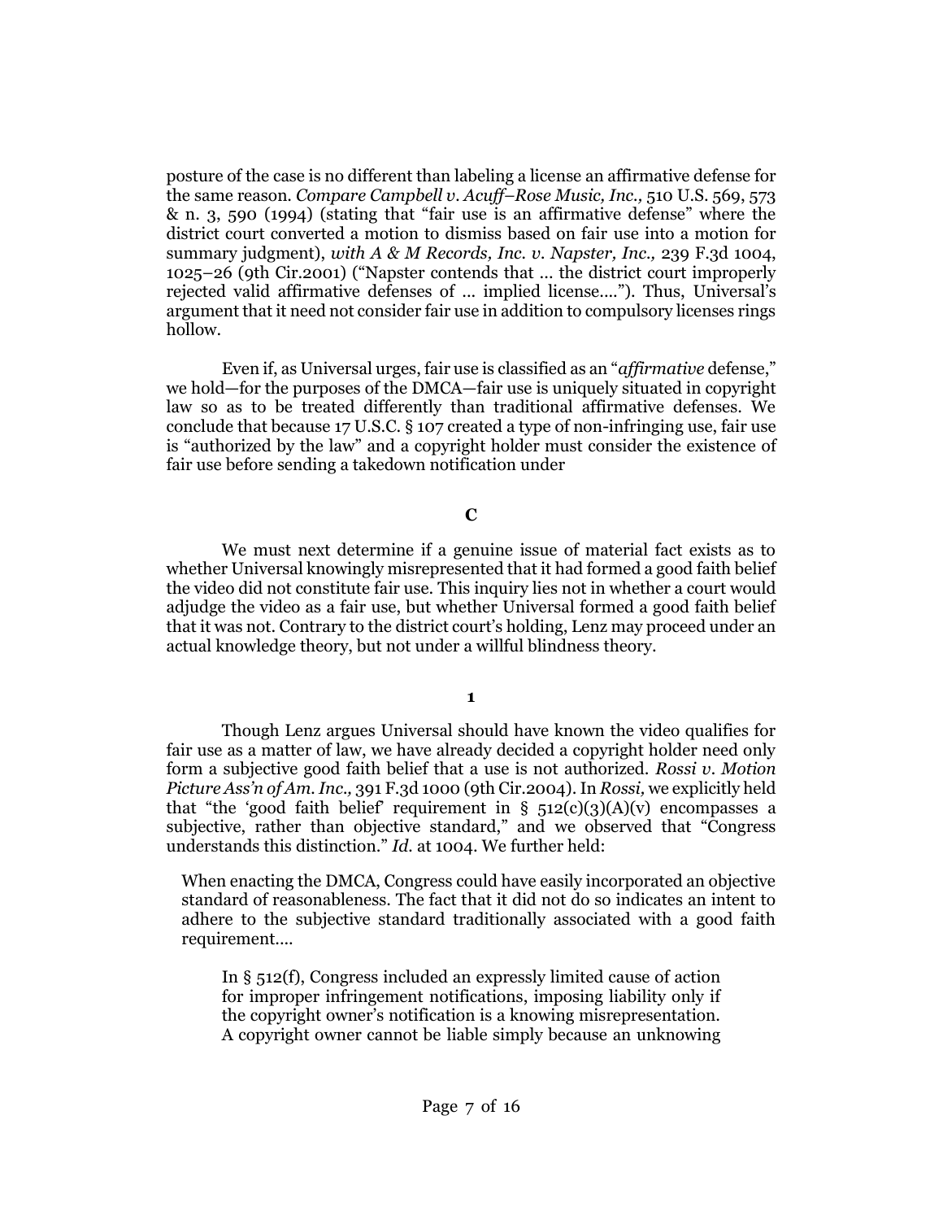posture of the case is no different than labeling a license an affirmative defense for the same reason. *Compare Campbell v. Acuff–Rose Music, Inc.,* 510 U.S. 569, 573 & n. 3, 590 (1994) (stating that "fair use is an affirmative defense" where the district court converted a motion to dismiss based on fair use into a motion for summary judgment), *with A & M Records, Inc. v. Napster, Inc.,* 239 F.3d 1004, 1025–26 (9th Cir.2001) ("Napster contends that ... the district court improperly rejected valid affirmative defenses of ... implied license...."). Thus, Universal's argument that it need not consider fair use in addition to compulsory licenses rings hollow.

Even if, as Universal urges, fair use is classified as an "*affirmative* defense," we hold—for the purposes of the DMCA—fair use is uniquely situated in copyright law so as to be treated differently than traditional affirmative defenses. We conclude that because 17 U.S.C. § 107 created a type of non-infringing use, fair use is "authorized by the law" and a copyright holder must consider the existence of fair use before sending a takedown notification under

## C

We must next determine if a genuine issue of material fact exists as to whether Universal knowingly misrepresented that it had formed a good faith belief the video did not constitute fair use. This inquiry lies not in whether a court would adjudge the video as a fair use, but whether Universal formed a good faith belief that it was not. Contrary to the district court's holding, Lenz may proceed under an actual knowledge theory, but not under a willful blindness theory.

### 1

Though Lenz argues Universal should have known the video qualifies for fair use as a matter of law, we have already decided a copyright holder need only form a subjective good faith belief that a use is not authorized. *Rossi v. Motion Picture Ass'n of Am. Inc.,* 391 F.3d 1000 (9th Cir.2004). In *Rossi,* we explicitly held that "the 'good faith belief' requirement in § 512(c)(3)(A)(v) encompasses a subjective, rather than objective standard," and we observed that "Congress understands this distinction." *Id.* at 1004. We further held:

> When enacting the DMCA, Congress could have easily incorporated an objective standard of reasonableness. The fact that it did not do so indicates an intent to adhere to the subjective standard traditionally associated with a good faith requirement....
>
> In § 512(f), Congress included an expressly limited cause of action for improper infringement notifications, imposing liability only if the copyright owner's notification is a knowing misrepresentation. A copyright owner cannot be liable simply because an unknowing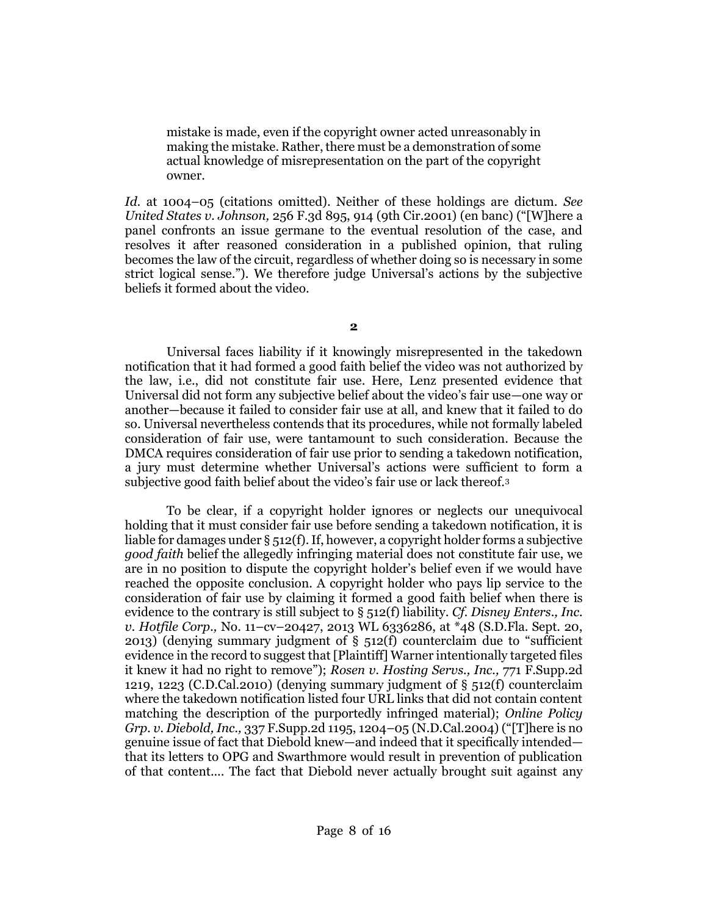> mistake is made, even if the copyright owner acted unreasonably in making the mistake. Rather, there must be a demonstration of some actual knowledge of misrepresentation on the part of the copyright owner.

*Id.* at 1004–05 (citations omitted). Neither of these holdings are dictum. *See United States v. Johnson,* 256 F.3d 895, 914 (9th Cir.2001) (en banc) ("[W]here a panel confronts an issue germane to the eventual resolution of the case, and resolves it after reasoned consideration in a published opinion, that ruling becomes the law of the circuit, regardless of whether doing so is necessary in some strict logical sense."). We therefore judge Universal's actions by the subjective beliefs it formed about the video.

**2**

Universal faces liability if it knowingly misrepresented in the takedown notification that it had formed a good faith belief the video was not authorized by the law, i.e., did not constitute fair use. Here, Lenz presented evidence that Universal did not form any subjective belief about the video's fair use—one way or another—because it failed to consider fair use at all, and knew that it failed to do so. Universal nevertheless contends that its procedures, while not formally labeled consideration of fair use, were tantamount to such consideration. Because the DMCA requires consideration of fair use prior to sending a takedown notification, a jury must determine whether Universal's actions were sufficient to form a subjective good faith belief about the video's fair use or lack thereof.[3]

To be clear, if a copyright holder ignores or neglects our unequivocal holding that it must consider fair use before sending a takedown notification, it is liable for damages under § 512(f). If, however, a copyright holder forms a subjective *good faith* belief the allegedly infringing material does not constitute fair use, we are in no position to dispute the copyright holder's belief even if we would have reached the opposite conclusion. A copyright holder who pays lip service to the consideration of fair use by claiming it formed a good faith belief when there is evidence to the contrary is still subject to § 512(f) liability. *Cf. Disney Enters., Inc. v. Hotfile Corp.,* No. 11–cv–20427, 2013 WL 6336286, at *48 (S.D.Fla. Sept. 20, 2013) (denying summary judgment of § 512(f) counterclaim due to "sufficient evidence in the record to suggest that [Plaintiff] Warner intentionally targeted files it knew it had no right to remove"); *Rosen v. Hosting Servs., Inc.,* 771 F.Supp.2d 1219, 1223 (C.D.Cal.2010) (denying summary judgment of § 512(f) counterclaim where the takedown notification listed four URL links that did not contain content matching the description of the purportedly infringed material); *Online Policy Grp. v. Diebold, Inc.,* 337 F.Supp.2d 1195, 1204–05 (N.D.Cal.2004) ("[T]here is no genuine issue of fact that Diebold knew—and indeed that it specifically intended—that its letters to OPG and Swarthmore would result in prevention of publication of that content.... The fact that Diebold never actually brought suit against any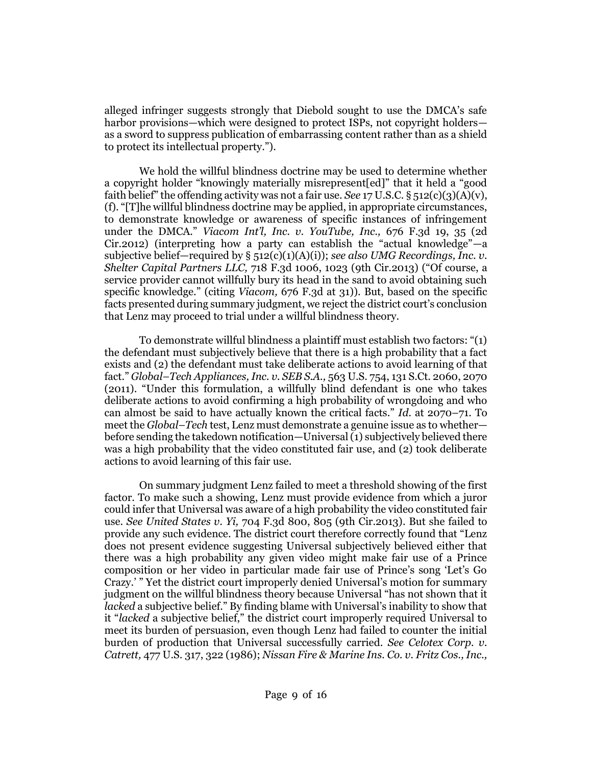alleged infringer suggests strongly that Diebold sought to use the DMCA's safe harbor provisions—which were designed to protect ISPs, not copyright holders—as a sword to suppress publication of embarrassing content rather than as a shield to protect its intellectual property.").

We hold the willful blindness doctrine may be used to determine whether a copyright holder "knowingly materially misrepresent[ed]" that it held a "good faith belief" the offending activity was not a fair use. *See* 17 U.S.C. § 512(c)(3)(A)(v), (f). "[T]he willful blindness doctrine may be applied, in appropriate circumstances, to demonstrate knowledge or awareness of specific instances of infringement under the DMCA." *Viacom Int'l, Inc. v. YouTube, Inc.,* 676 F.3d 19, 35 (2d Cir.2012) (interpreting how a party can establish the "actual knowledge"—a subjective belief—required by § 512(c)(1)(A)(i)); *see also UMG Recordings, Inc. v. Shelter Capital Partners LLC,* 718 F.3d 1006, 1023 (9th Cir.2013) ("Of course, a service provider cannot willfully bury its head in the sand to avoid obtaining such specific knowledge." (citing *Viacom,* 676 F.3d at 31)). But, based on the specific facts presented during summary judgment, we reject the district court's conclusion that Lenz may proceed to trial under a willful blindness theory.

To demonstrate willful blindness a plaintiff must establish two factors: "(1) the defendant must subjectively believe that there is a high probability that a fact exists and (2) the defendant must take deliberate actions to avoid learning of that fact." *Global–Tech Appliances, Inc. v. SEB S.A.,* 563 U.S. 754, 131 S.Ct. 2060, 2070 (2011). "Under this formulation, a willfully blind defendant is one who takes deliberate actions to avoid confirming a high probability of wrongdoing and who can almost be said to have actually known the critical facts." *Id.* at 2070–71. To meet the *Global–Tech* test, Lenz must demonstrate a genuine issue as to whether—before sending the takedown notification—Universal (1) subjectively believed there was a high probability that the video constituted fair use, and (2) took deliberate actions to avoid learning of this fair use.

On summary judgment Lenz failed to meet a threshold showing of the first factor. To make such a showing, Lenz must provide evidence from which a juror could infer that Universal was aware of a high probability the video constituted fair use. *See United States v. Yi,* 704 F.3d 800, 805 (9th Cir.2013). But she failed to provide any such evidence. The district court therefore correctly found that "Lenz does not present evidence suggesting Universal subjectively believed either that there was a high probability any given video might make fair use of a Prince composition or her video in particular made fair use of Prince's song 'Let's Go Crazy.' " Yet the district court improperly denied Universal's motion for summary judgment on the willful blindness theory because Universal "has not shown that it *lacked* a subjective belief." By finding blame with Universal's inability to show that it "*lacked* a subjective belief," the district court improperly required Universal to meet its burden of persuasion, even though Lenz had failed to counter the initial burden of production that Universal successfully carried. *See Celotex Corp. v. Catrett,* 477 U.S. 317, 322 (1986); *Nissan Fire & Marine Ins. Co. v. Fritz Cos., Inc.,*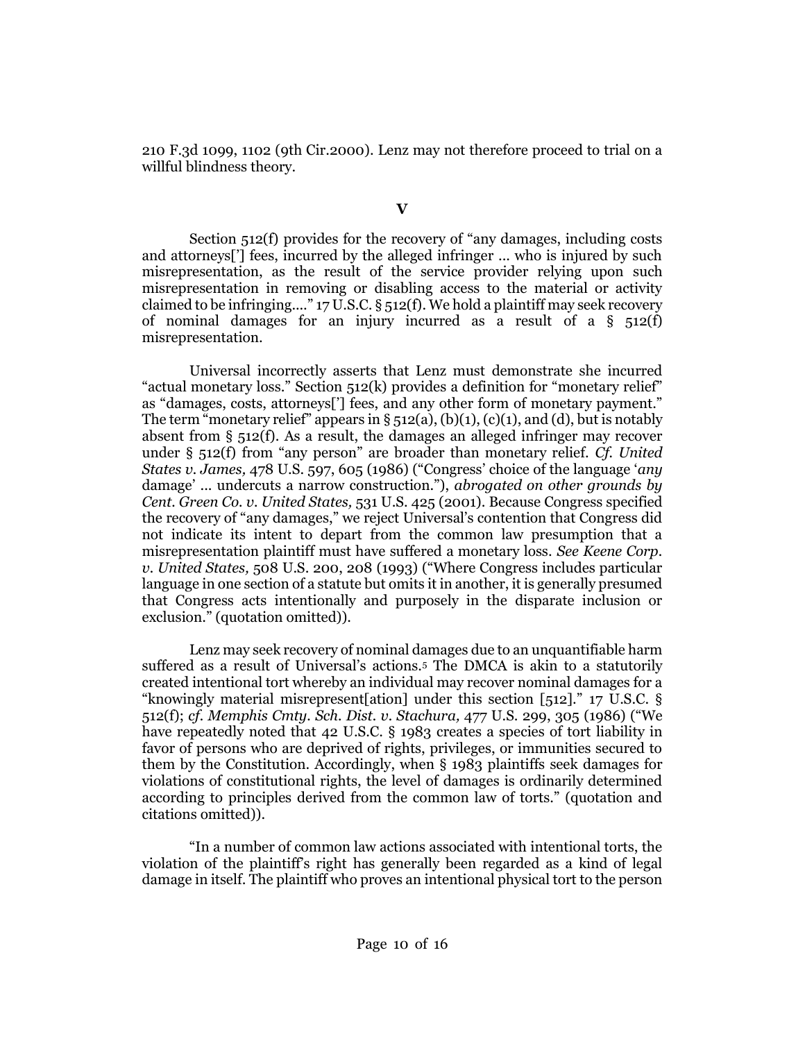210 F.3d 1099, 1102 (9th Cir.2000). Lenz may not therefore proceed to trial on a willful blindness theory.

## V

Section 512(f) provides for the recovery of "any damages, including costs and attorneys['] fees, incurred by the alleged infringer ... who is injured by such misrepresentation, as the result of the service provider relying upon such misrepresentation in removing or disabling access to the material or activity claimed to be infringing...." 17 U.S.C. § 512(f). We hold a plaintiff may seek recovery of nominal damages for an injury incurred as a result of a § 512(f) misrepresentation.

Universal incorrectly asserts that Lenz must demonstrate she incurred "actual monetary loss." Section 512(k) provides a definition for "monetary relief" as "damages, costs, attorneys['] fees, and any other form of monetary payment." The term "monetary relief" appears in § 512(a), (b)(1), (c)(1), and (d), but is notably absent from § 512(f). As a result, the damages an alleged infringer may recover under § 512(f) from "any person" are broader than monetary relief. *Cf. United States v. James,* 478 U.S. 597, 605 (1986) ("Congress' choice of the language '*any* damage' ... undercuts a narrow construction."), *abrogated on other grounds by Cent. Green Co. v. United States,* 531 U.S. 425 (2001). Because Congress specified the recovery of "any damages," we reject Universal's contention that Congress did not indicate its intent to depart from the common law presumption that a misrepresentation plaintiff must have suffered a monetary loss. *See Keene Corp. v. United States,* 508 U.S. 200, 208 (1993) ("Where Congress includes particular language in one section of a statute but omits it in another, it is generally presumed that Congress acts intentionally and purposely in the disparate inclusion or exclusion." (quotation omitted)).

Lenz may seek recovery of nominal damages due to an unquantifiable harm suffered as a result of Universal's actions.[5] The DMCA is akin to a statutorily created intentional tort whereby an individual may recover nominal damages for a "knowingly material misrepresent[ation] under this section [512]." 17 U.S.C. § 512(f); *cf. Memphis Cmty. Sch. Dist. v. Stachura,* 477 U.S. 299, 305 (1986) ("We have repeatedly noted that 42 U.S.C. § 1983 creates a species of tort liability in favor of persons who are deprived of rights, privileges, or immunities secured to them by the Constitution. Accordingly, when § 1983 plaintiffs seek damages for violations of constitutional rights, the level of damages is ordinarily determined according to principles derived from the common law of torts." (quotation and citations omitted)).

"In a number of common law actions associated with intentional torts, the violation of the plaintiff's right has generally been regarded as a kind of legal damage in itself. The plaintiff who proves an intentional physical tort to the person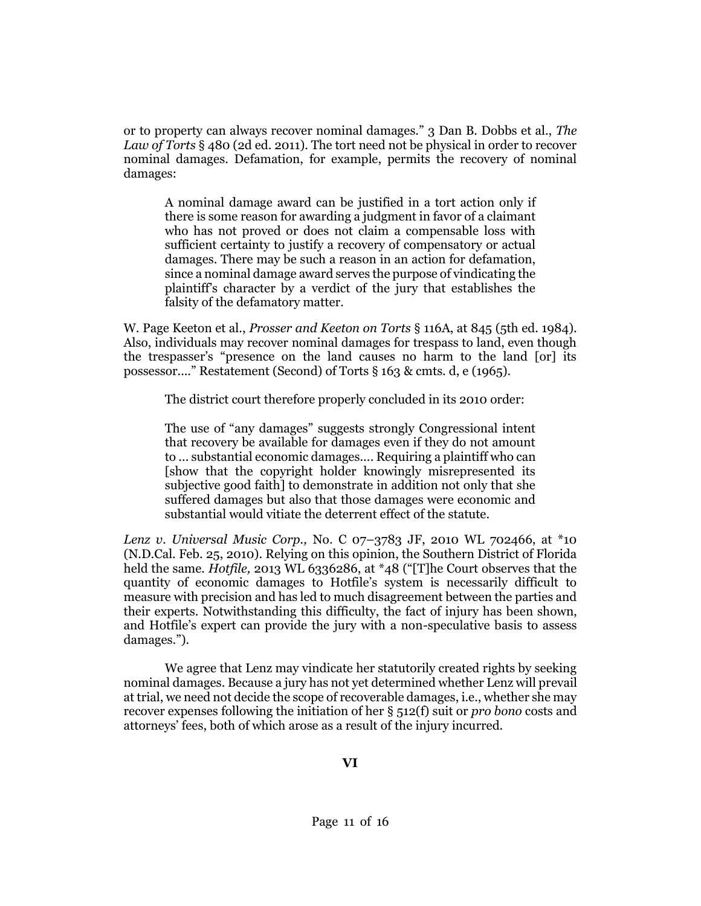or to property can always recover nominal damages." 3 Dan B. Dobbs et al., *The Law of Torts* § 480 (2d ed. 2011). The tort need not be physical in order to recover nominal damages. Defamation, for example, permits the recovery of nominal damages:

> A nominal damage award can be justified in a tort action only if there is some reason for awarding a judgment in favor of a claimant who has not proved or does not claim a compensable loss with sufficient certainty to justify a recovery of compensatory or actual damages. There may be such a reason in an action for defamation, since a nominal damage award serves the purpose of vindicating the plaintiff's character by a verdict of the jury that establishes the falsity of the defamatory matter.

W. Page Keeton et al., *Prosser and Keeton on Torts* § 116A, at 845 (5th ed. 1984). Also, individuals may recover nominal damages for trespass to land, even though the trespasser's "presence on the land causes no harm to the land [or] its possessor...." Restatement (Second) of Torts § 163 & cmts. d, e (1965).

The district court therefore properly concluded in its 2010 order:

> The use of "any damages" suggests strongly Congressional intent that recovery be available for damages even if they do not amount to ... substantial economic damages.... Requiring a plaintiff who can [show that the copyright holder knowingly misrepresented its subjective good faith] to demonstrate in addition not only that she suffered damages but also that those damages were economic and substantial would vitiate the deterrent effect of the statute.

*Lenz v. Universal Music Corp.,* No. C 07–3783 JF, 2010 WL 702466, at *10 (N.D.Cal. Feb. 25, 2010). Relying on this opinion, the Southern District of Florida held the same. *Hotfile,* 2013 WL 6336286, at *48 ("[T]he Court observes that the quantity of economic damages to Hotfile's system is necessarily difficult to measure with precision and has led to much disagreement between the parties and their experts. Notwithstanding this difficulty, the fact of injury has been shown, and Hotfile's expert can provide the jury with a non-speculative basis to assess damages.").

We agree that Lenz may vindicate her statutorily created rights by seeking nominal damages. Because a jury has not yet determined whether Lenz will prevail at trial, we need not decide the scope of recoverable damages, i.e., whether she may recover expenses following the initiation of her § 512(f) suit or *pro bono* costs and attorneys' fees, both of which arose as a result of the injury incurred.

## VI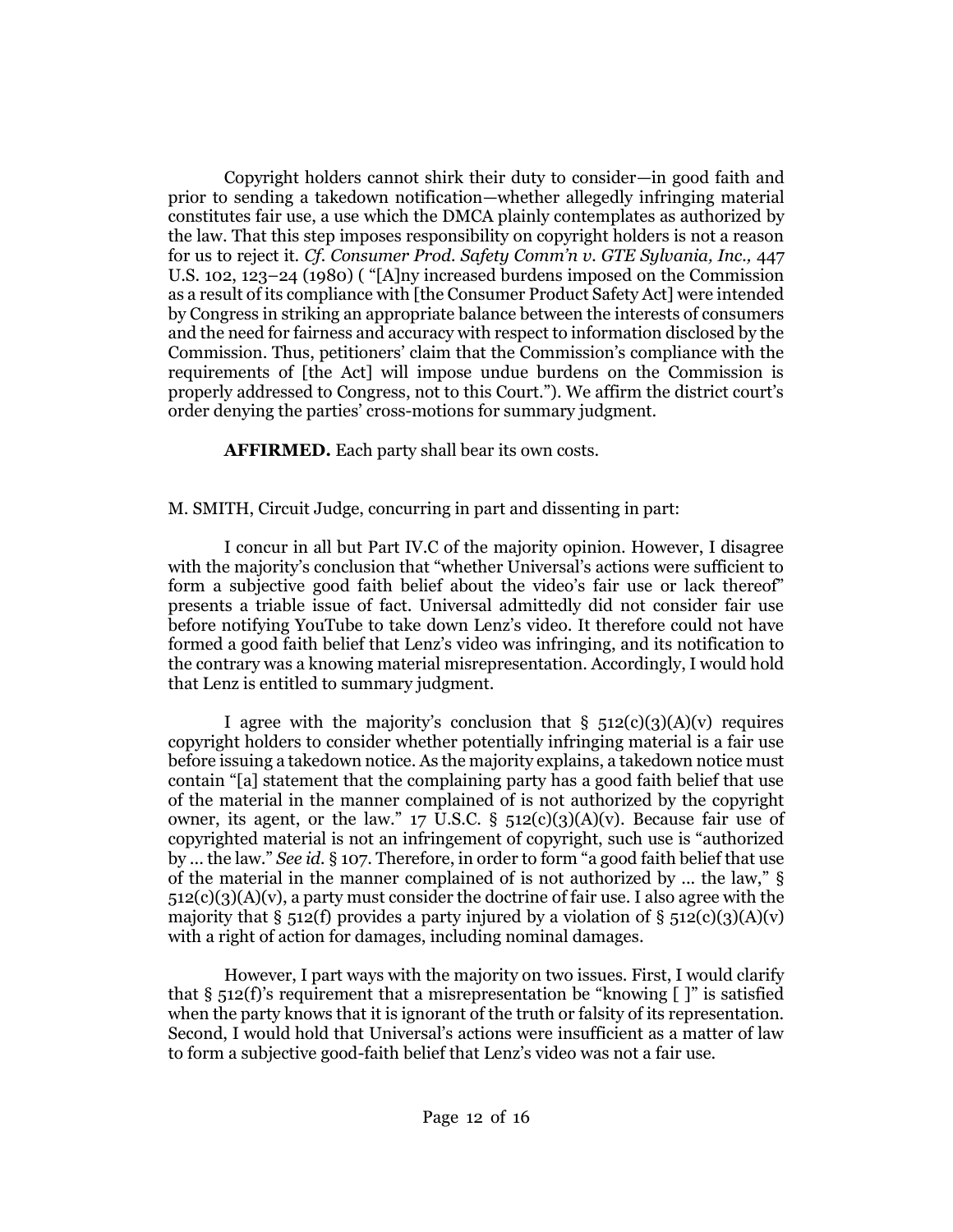Copyright holders cannot shirk their duty to consider—in good faith and prior to sending a takedown notification—whether allegedly infringing material constitutes fair use, a use which the DMCA plainly contemplates as authorized by the law. That this step imposes responsibility on copyright holders is not a reason for us to reject it. *Cf. Consumer Prod. Safety Comm'n v. GTE Sylvania, Inc.,* 447 U.S. 102, 123–24 (1980) ( "[A]ny increased burdens imposed on the Commission as a result of its compliance with [the Consumer Product Safety Act] were intended by Congress in striking an appropriate balance between the interests of consumers and the need for fairness and accuracy with respect to information disclosed by the Commission. Thus, petitioners' claim that the Commission's compliance with the requirements of [the Act] will impose undue burdens on the Commission is properly addressed to Congress, not to this Court."). We affirm the district court's order denying the parties' cross-motions for summary judgment.

**AFFIRMED.** Each party shall bear its own costs.

M. SMITH, Circuit Judge, concurring in part and dissenting in part:

I concur in all but Part IV.C of the majority opinion. However, I disagree with the majority's conclusion that "whether Universal's actions were sufficient to form a subjective good faith belief about the video's fair use or lack thereof" presents a triable issue of fact. Universal admittedly did not consider fair use before notifying YouTube to take down Lenz's video. It therefore could not have formed a good faith belief that Lenz's video was infringing, and its notification to the contrary was a knowing material misrepresentation. Accordingly, I would hold that Lenz is entitled to summary judgment.

I agree with the majority's conclusion that § 512(c)(3)(A)(v) requires copyright holders to consider whether potentially infringing material is a fair use before issuing a takedown notice. As the majority explains, a takedown notice must contain "[a] statement that the complaining party has a good faith belief that use of the material in the manner complained of is not authorized by the copyright owner, its agent, or the law." 17 U.S.C. § 512(c)(3)(A)(v). Because fair use of copyrighted material is not an infringement of copyright, such use is "authorized by ... the law." *See id.* § 107. Therefore, in order to form "a good faith belief that use of the material in the manner complained of is not authorized by ... the law," § 512(c)(3)(A)(v), a party must consider the doctrine of fair use. I also agree with the majority that § 512(f) provides a party injured by a violation of § 512(c)(3)(A)(v) with a right of action for damages, including nominal damages.

However, I part ways with the majority on two issues. First, I would clarify that § 512(f)'s requirement that a misrepresentation be "knowing [ ]" is satisfied when the party knows that it is ignorant of the truth or falsity of its representation. Second, I would hold that Universal's actions were insufficient as a matter of law to form a subjective good-faith belief that Lenz's video was not a fair use.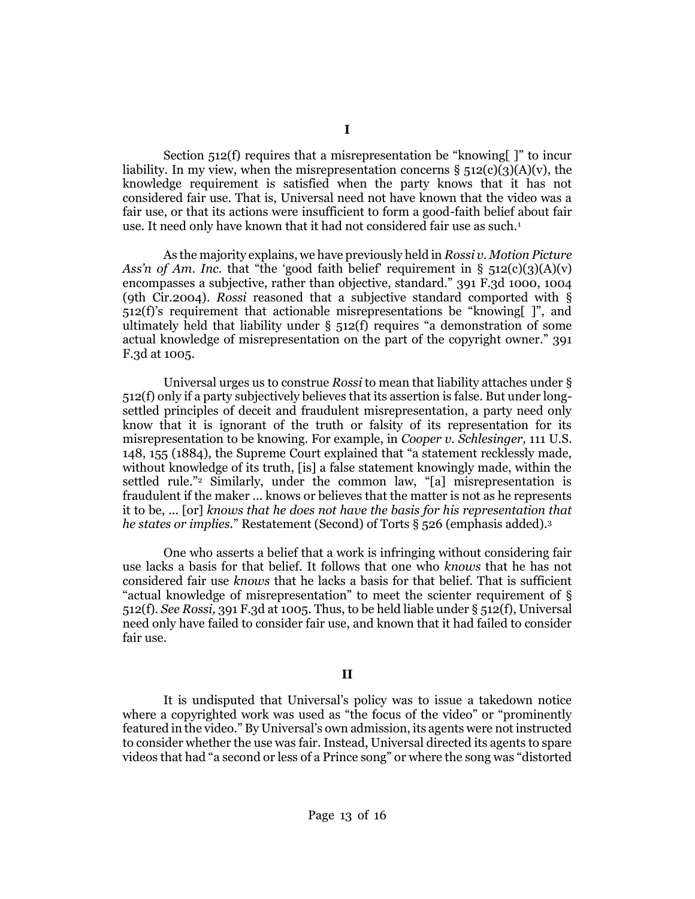# I

Section 512(f) requires that a misrepresentation be "knowing[ ]" to incur liability. In my view, when the misrepresentation concerns § 512(c)(3)(A)(v), the knowledge requirement is satisfied when the party knows that it has not considered fair use. That is, Universal need not have known that the video was a fair use, or that its actions were insufficient to form a good-faith belief about fair use. It need only have known that it had not considered fair use as such.[1]

As the majority explains, we have previously held in *Rossi v. Motion Picture Ass'n of Am. Inc.* that "the 'good faith belief' requirement in § 512(c)(3)(A)(v) encompasses a subjective, rather than objective, standard." 391 F.3d 1000, 1004 (9th Cir.2004). *Rossi* reasoned that a subjective standard comported with § 512(f)'s requirement that actionable misrepresentations be "knowing[ ]", and ultimately held that liability under § 512(f) requires "a demonstration of some actual knowledge of misrepresentation on the part of the copyright owner." 391 F.3d at 1005.

Universal urges us to construe *Rossi* to mean that liability attaches under § 512(f) only if a party subjectively believes that its assertion is false. But under long-settled principles of deceit and fraudulent misrepresentation, a party need only know that it is ignorant of the truth or falsity of its representation for its misrepresentation to be knowing. For example, in *Cooper v. Schlesinger,* 111 U.S. 148, 155 (1884), the Supreme Court explained that "a statement recklessly made, without knowledge of its truth, [is] a false statement knowingly made, within the settled rule."[2] Similarly, under the common law, "[a] misrepresentation is fraudulent if the maker ... knows or believes that the matter is not as he represents it to be, ... [or] *knows that he does not have the basis for his representation that he states or implies*." Restatement (Second) of Torts § 526 (emphasis added).[3]

One who asserts a belief that a work is infringing without considering fair use lacks a basis for that belief. It follows that one who *knows* that he has not considered fair use *knows* that he lacks a basis for that belief. That is sufficient "actual knowledge of misrepresentation" to meet the scienter requirement of § 512(f). *See Rossi,* 391 F.3d at 1005. Thus, to be held liable under § 512(f), Universal need only have failed to consider fair use, and known that it had failed to consider fair use.

# II

It is undisputed that Universal's policy was to issue a takedown notice where a copyrighted work was used as "the focus of the video" or "prominently featured in the video." By Universal's own admission, its agents were not instructed to consider whether the use was fair. Instead, Universal directed its agents to spare videos that had "a second or less of a Prince song" or where the song was "distorted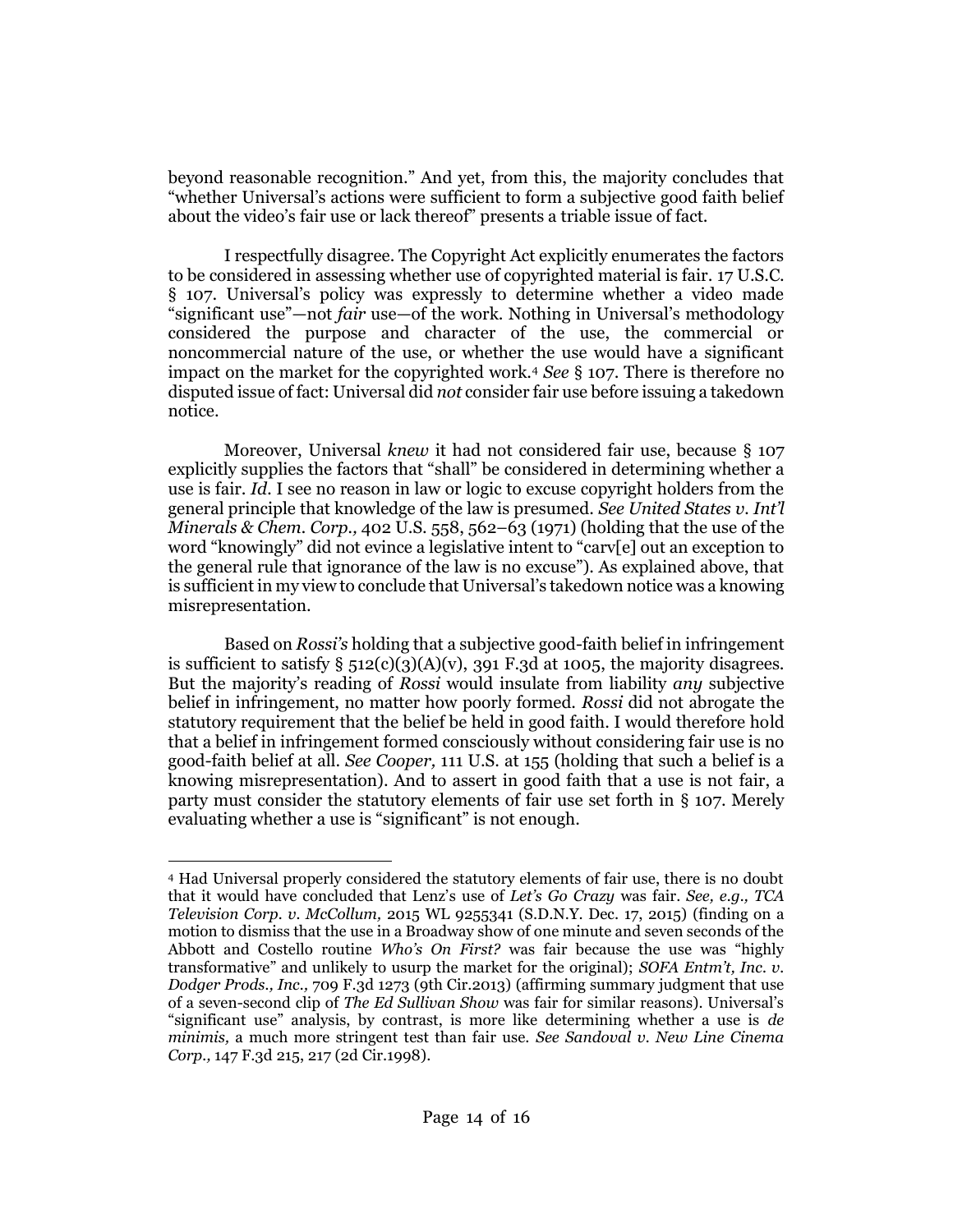beyond reasonable recognition." And yet, from this, the majority concludes that "whether Universal's actions were sufficient to form a subjective good faith belief about the video's fair use or lack thereof" presents a triable issue of fact.

I respectfully disagree. The Copyright Act explicitly enumerates the factors to be considered in assessing whether use of copyrighted material is fair. 17 U.S.C. § 107. Universal's policy was expressly to determine whether a video made "significant use"—not *fair* use—of the work. Nothing in Universal's methodology considered the purpose and character of the use, the commercial or noncommercial nature of the use, or whether the use would have a significant impact on the market for the copyrighted work.[4] *See* § 107. There is therefore no disputed issue of fact: Universal did *not* consider fair use before issuing a takedown notice.

Moreover, Universal *knew* it had not considered fair use, because § 107 explicitly supplies the factors that "shall" be considered in determining whether a use is fair. *Id.* I see no reason in law or logic to excuse copyright holders from the general principle that knowledge of the law is presumed. *See United States v. Int'l Minerals & Chem. Corp.,* 402 U.S. 558, 562–63 (1971) (holding that the use of the word "knowingly" did not evince a legislative intent to "carv[e] out an exception to the general rule that ignorance of the law is no excuse"). As explained above, that is sufficient in my view to conclude that Universal's takedown notice was a knowing misrepresentation.

Based on *Rossi's* holding that a subjective good-faith belief in infringement is sufficient to satisfy § 512(c)(3)(A)(v), 391 F.3d at 1005, the majority disagrees. But the majority's reading of *Rossi* would insulate from liability *any* subjective belief in infringement, no matter how poorly formed. *Rossi* did not abrogate the statutory requirement that the belief be held in good faith. I would therefore hold that a belief in infringement formed consciously without considering fair use is no good-faith belief at all. *See Cooper,* 111 U.S. at 155 (holding that such a belief is a knowing misrepresentation). And to assert in good faith that a use is not fair, a party must consider the statutory elements of fair use set forth in § 107. Merely evaluating whether a use is "significant" is not enough.

---

[4] Had Universal properly considered the statutory elements of fair use, there is no doubt that it would have concluded that Lenz's use of *Let's Go Crazy* was fair. *See, e.g., TCA Television Corp. v. McCollum,* 2015 WL 9255341 (S.D.N.Y. Dec. 17, 2015) (finding on a motion to dismiss that the use in a Broadway show of one minute and seven seconds of the Abbott and Costello routine *Who's On First?* was fair because the use was "highly transformative" and unlikely to usurp the market for the original); *SOFA Entm't, Inc. v. Dodger Prods., Inc.,* 709 F.3d 1273 (9th Cir.2013) (affirming summary judgment that use of a seven-second clip of *The Ed Sullivan Show* was fair for similar reasons). Universal's "significant use" analysis, by contrast, is more like determining whether a use is *de minimis,* a much more stringent test than fair use. *See Sandoval v. New Line Cinema Corp.,* 147 F.3d 215, 217 (2d Cir.1998).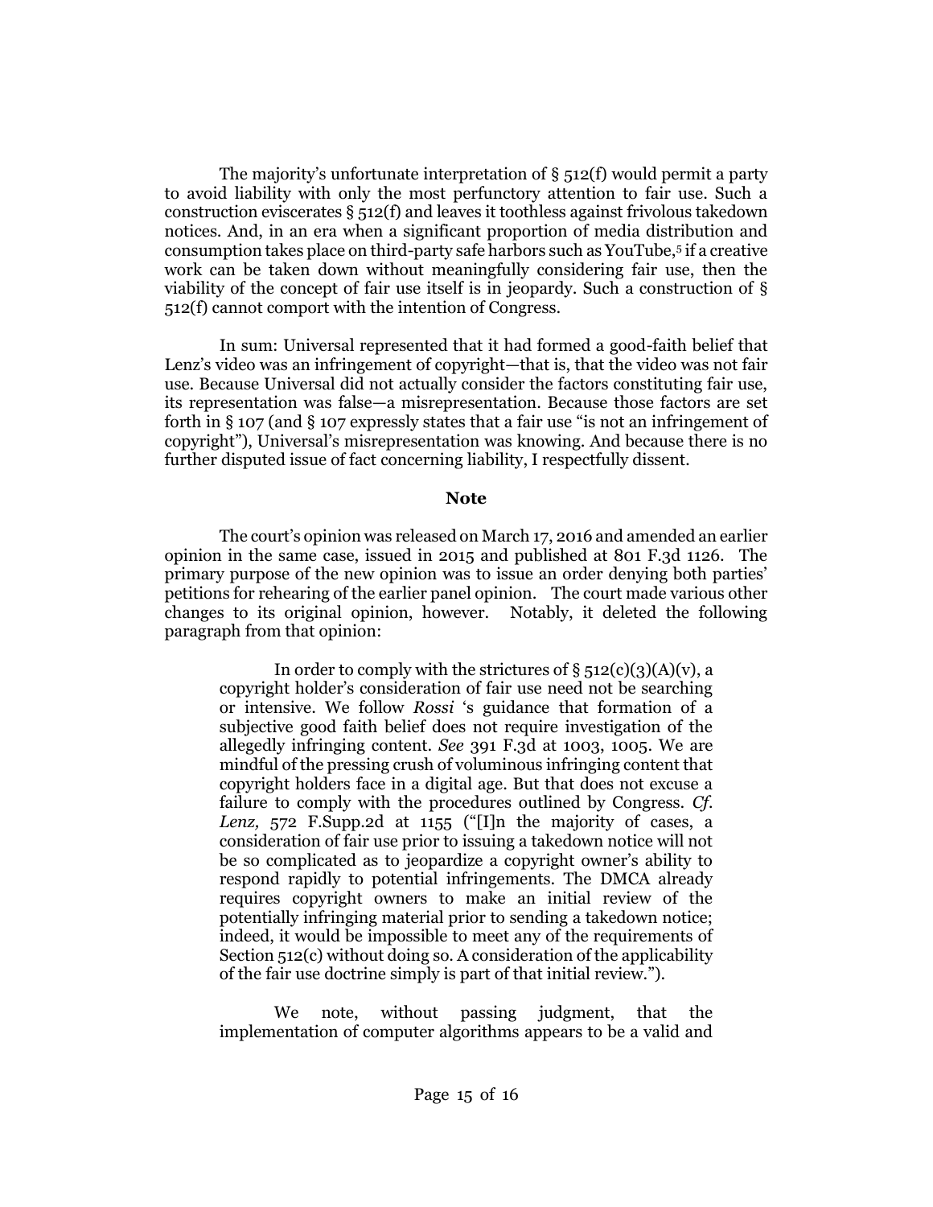The majority's unfortunate interpretation of § 512(f) would permit a party to avoid liability with only the most perfunctory attention to fair use. Such a construction eviscerates § 512(f) and leaves it toothless against frivolous takedown notices. And, in an era when a significant proportion of media distribution and consumption takes place on third-party safe harbors such as YouTube,[5] if a creative work can be taken down without meaningfully considering fair use, then the viability of the concept of fair use itself is in jeopardy. Such a construction of § 512(f) cannot comport with the intention of Congress.

In sum: Universal represented that it had formed a good-faith belief that Lenz's video was an infringement of copyright—that is, that the video was not fair use. Because Universal did not actually consider the factors constituting fair use, its representation was false—a misrepresentation. Because those factors are set forth in § 107 (and § 107 expressly states that a fair use "is not an infringement of copyright"), Universal's misrepresentation was knowing. And because there is no further disputed issue of fact concerning liability, I respectfully dissent.

### Note

The court's opinion was released on March 17, 2016 and amended an earlier opinion in the same case, issued in 2015 and published at 801 F.3d 1126. The primary purpose of the new opinion was to issue an order denying both parties' petitions for rehearing of the earlier panel opinion. The court made various other changes to its original opinion, however. Notably, it deleted the following paragraph from that opinion:

> In order to comply with the strictures of § 512(c)(3)(A)(v), a copyright holder's consideration of fair use need not be searching or intensive. We follow *Rossi* 's guidance that formation of a subjective good faith belief does not require investigation of the allegedly infringing content. *See* 391 F.3d at 1003, 1005. We are mindful of the pressing crush of voluminous infringing content that copyright holders face in a digital age. But that does not excuse a failure to comply with the procedures outlined by Congress. *Cf. Lenz,* 572 F.Supp.2d at 1155 ("[I]n the majority of cases, a consideration of fair use prior to issuing a takedown notice will not be so complicated as to jeopardize a copyright owner's ability to respond rapidly to potential infringements. The DMCA already requires copyright owners to make an initial review of the potentially infringing material prior to sending a takedown notice; indeed, it would be impossible to meet any of the requirements of Section 512(c) without doing so. A consideration of the applicability of the fair use doctrine simply is part of that initial review.").
>
> We note, without passing judgment, that the implementation of computer algorithms appears to be a valid and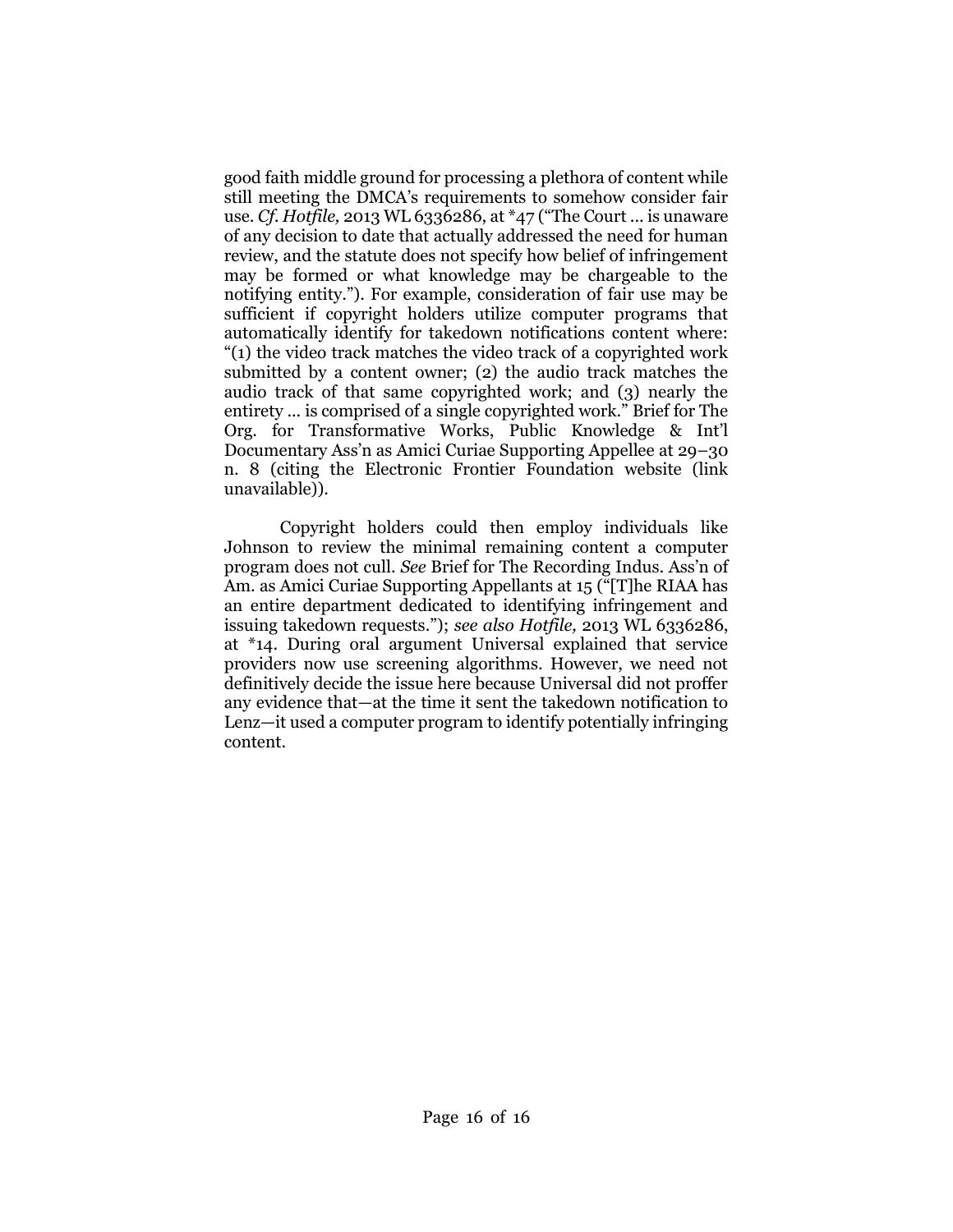good faith middle ground for processing a plethora of content while still meeting the DMCA's requirements to somehow consider fair use. *Cf. Hotfile,* 2013 WL 6336286, at *47 ("The Court ... is unaware of any decision to date that actually addressed the need for human review, and the statute does not specify how belief of infringement may be formed or what knowledge may be chargeable to the notifying entity."). For example, consideration of fair use may be sufficient if copyright holders utilize computer programs that automatically identify for takedown notifications content where: "(1) the video track matches the video track of a copyrighted work submitted by a content owner; (2) the audio track matches the audio track of that same copyrighted work; and (3) nearly the entirety ... is comprised of a single copyrighted work." Brief for The Org. for Transformative Works, Public Knowledge & Int'l Documentary Ass'n as Amici Curiae Supporting Appellee at 29–30 n. 8 (citing the Electronic Frontier Foundation website (link unavailable)).

Copyright holders could then employ individuals like Johnson to review the minimal remaining content a computer program does not cull. *See* Brief for The Recording Indus. Ass'n of Am. as Amici Curiae Supporting Appellants at 15 ("[T]he RIAA has an entire department dedicated to identifying infringement and issuing takedown requests."); *see also Hotfile,* 2013 WL 6336286, at *14. During oral argument Universal explained that service providers now use screening algorithms. However, we need not definitively decide the issue here because Universal did not proffer any evidence that—at the time it sent the takedown notification to Lenz—it used a computer program to identify potentially infringing content.